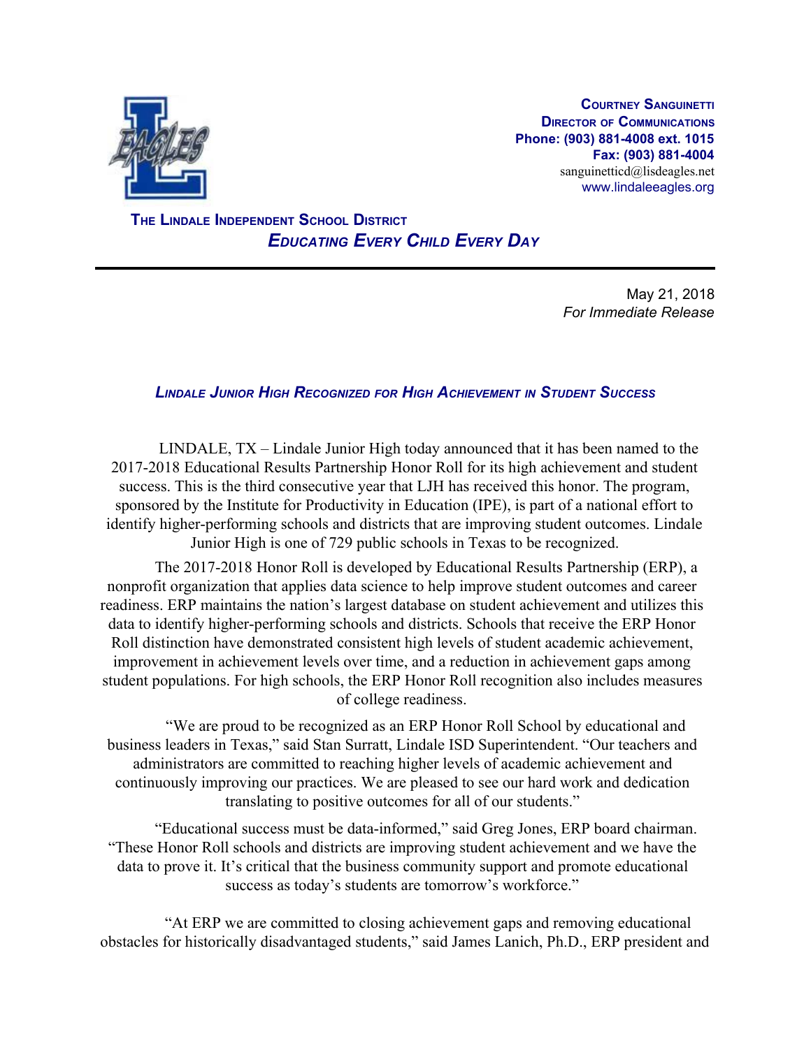**Courtney Sanguinetti**
**Director of Communications**
**Phone: (903) 881-4008 ext. 1015**
**Fax: (903) 881-4004**
sanguinetticd@lisdeagles.net
www.lindaleeagles.org

**The Lindale Independent School District**

***Educating Every Child Every Day***

---

May 21, 2018
*For Immediate Release*

## *Lindale Junior High Recognized for High Achievement in Student Success*

LINDALE, TX – Lindale Junior High today announced that it has been named to the 2017-2018 Educational Results Partnership Honor Roll for its high achievement and student success. This is the third consecutive year that LJH has received this honor. The program, sponsored by the Institute for Productivity in Education (IPE), is part of a national effort to identify higher-performing schools and districts that are improving student outcomes. Lindale Junior High is one of 729 public schools in Texas to be recognized.

The 2017-2018 Honor Roll is developed by Educational Results Partnership (ERP), a nonprofit organization that applies data science to help improve student outcomes and career readiness. ERP maintains the nation's largest database on student achievement and utilizes this data to identify higher-performing schools and districts. Schools that receive the ERP Honor Roll distinction have demonstrated consistent high levels of student academic achievement, improvement in achievement levels over time, and a reduction in achievement gaps among student populations. For high schools, the ERP Honor Roll recognition also includes measures of college readiness.

"We are proud to be recognized as an ERP Honor Roll School by educational and business leaders in Texas," said Stan Surratt, Lindale ISD Superintendent. "Our teachers and administrators are committed to reaching higher levels of academic achievement and continuously improving our practices. We are pleased to see our hard work and dedication translating to positive outcomes for all of our students."

"Educational success must be data-informed," said Greg Jones, ERP board chairman. "These Honor Roll schools and districts are improving student achievement and we have the data to prove it. It's critical that the business community support and promote educational success as today's students are tomorrow's workforce."

"At ERP we are committed to closing achievement gaps and removing educational obstacles for historically disadvantaged students," said James Lanich, Ph.D., ERP president and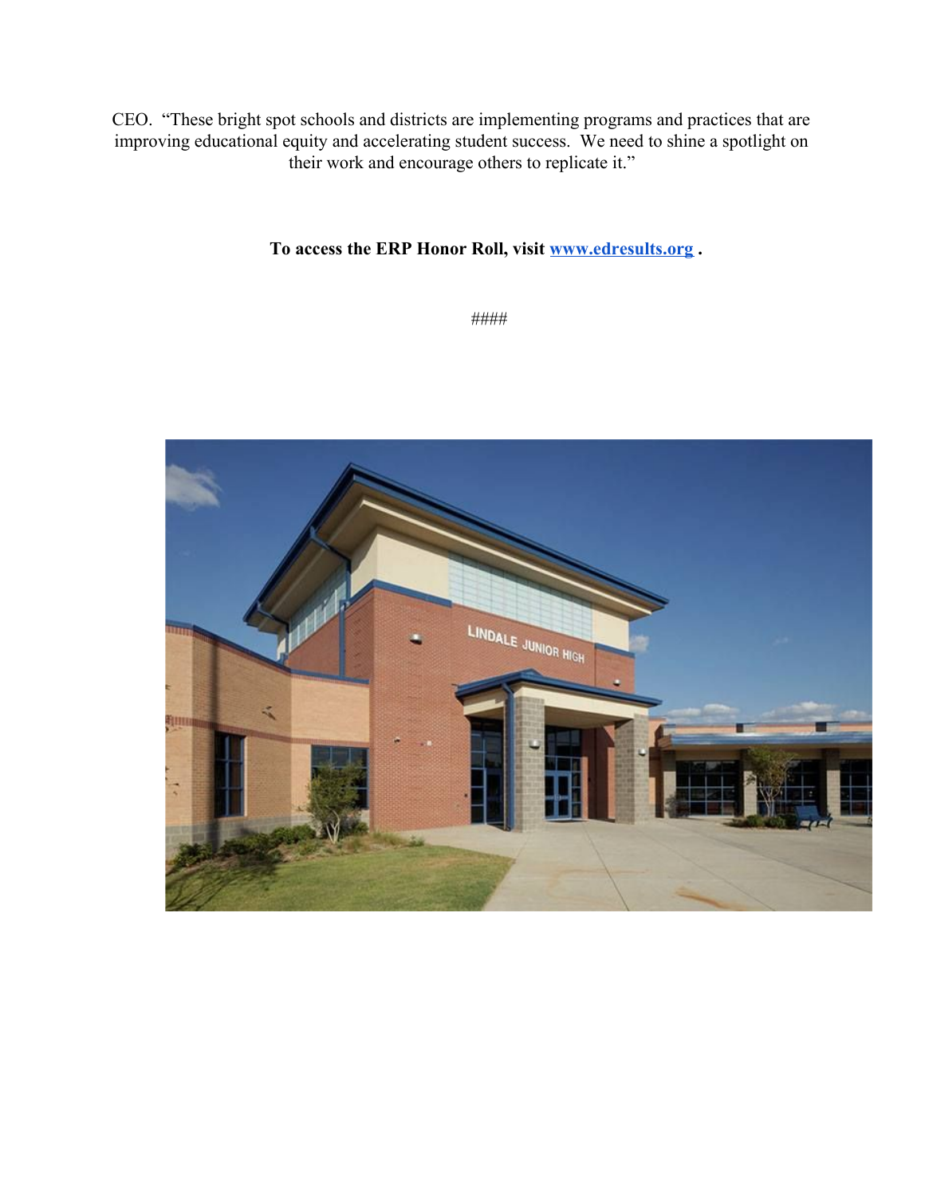CEO. "These bright spot schools and districts are implementing programs and practices that are improving educational equity and accelerating student success. We need to shine a spotlight on their work and encourage others to replicate it."

**To access the ERP Honor Roll, visit www.edresults.org .**

####